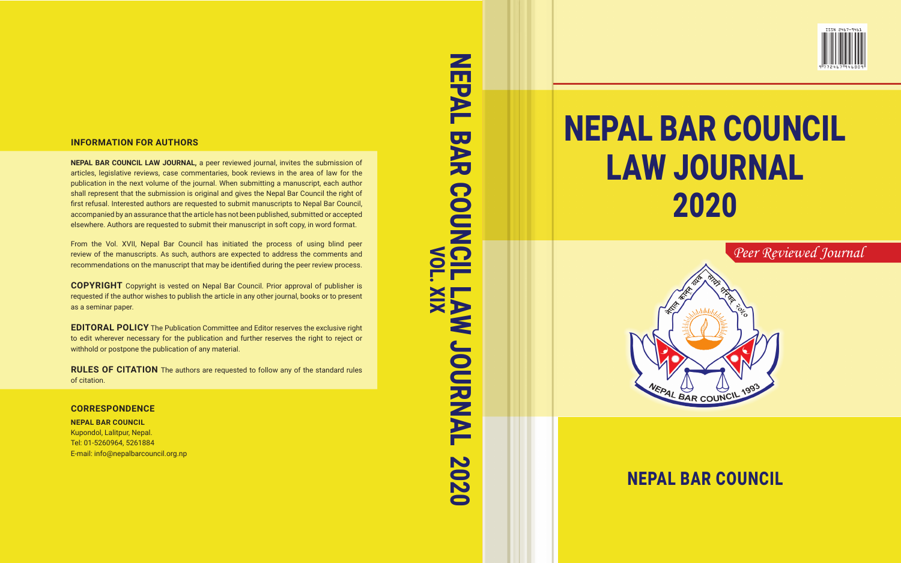# NEPAL BAR COUNCIL LAW JOURNAL 2020

*Peer Reviewed Journal*

ISSN 2467-9461

## NEPAL BAR COUNCIL

NEPAL BAR COUNCIL LAW JOURNAL 2020
VOL. XIX

### INFORMATION FOR AUTHORS

**NEPAL BAR COUNCIL LAW JOURNAL,** a peer reviewed journal, invites the submission of articles, legislative reviews, case commentaries, book reviews in the area of law for the publication in the next volume of the journal. When submitting a manuscript, each author shall represent that the submission is original and gives the Nepal Bar Council the right of first refusal. Interested authors are requested to submit manuscripts to Nepal Bar Council, accompanied by an assurance that the article has not been published, submitted or accepted elsewhere. Authors are requested to submit their manuscript in soft copy, in word format.

From the Vol. XVII, Nepal Bar Council has initiated the process of using blind peer review of the manuscripts. As such, authors are expected to address the comments and recommendations on the manuscript that may be identified during the peer review process.

**COPYRIGHT** Copyright is vested on Nepal Bar Council. Prior approval of publisher is requested if the author wishes to publish the article in any other journal, books or to present as a seminar paper.

**EDITORAL POLICY** The Publication Committee and Editor reserves the exclusive right to edit wherever necessary for the publication and further reserves the right to reject or withhold or postpone the publication of any material.

**RULES OF CITATION** The authors are requested to follow any of the standard rules of citation.

### CORRESPONDENCE

**NEPAL BAR COUNCIL**
Kupondol, Lalitpur, Nepal.
Tel: 01-5260964, 5261884
E-mail: info@nepalbarcouncil.org.np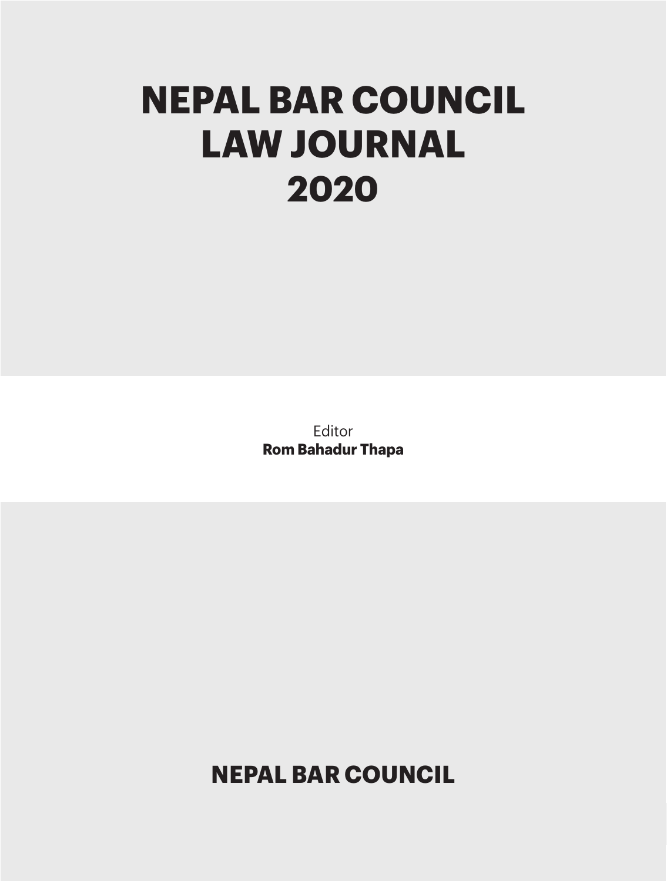# NEPAL BAR COUNCIL LAW JOURNAL 2020

Editor
**Rom Bahadur Thapa**

**NEPAL BAR COUNCIL**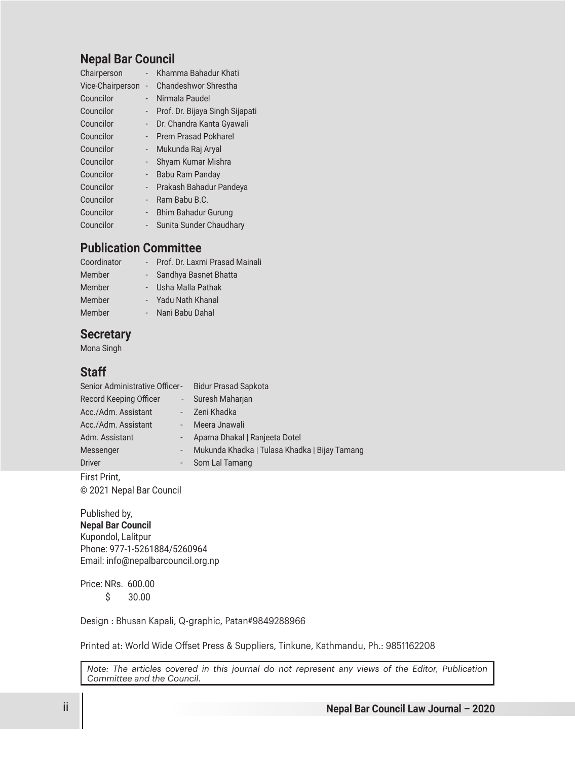## Nepal Bar Council

| | | |
|---|---|---|
| Chairperson | - | Khamma Bahadur Khati |
| Vice-Chairperson | - | Chandeshwor Shrestha |
| Councilor | - | Nirmala Paudel |
| Councilor | - | Prof. Dr. Bijaya Singh Sijapati |
| Councilor | - | Dr. Chandra Kanta Gyawali |
| Councilor | - | Prem Prasad Pokharel |
| Councilor | - | Mukunda Raj Aryal |
| Councilor | - | Shyam Kumar Mishra |
| Councilor | - | Babu Ram Panday |
| Councilor | - | Prakash Bahadur Pandeya |
| Councilor | - | Ram Babu B.C. |
| Councilor | - | Bhim Bahadur Gurung |
| Councilor | - | Sunita Sunder Chaudhary |

## Publication Committee

| | | |
|---|---|---|
| Coordinator | - | Prof. Dr. Laxmi Prasad Mainali |
| Member | - | Sandhya Basnet Bhatta |
| Member | - | Usha Malla Pathak |
| Member | - | Yadu Nath Khanal |
| Member | - | Nani Babu Dahal |

## Secretary

Mona Singh

## Staff

| | | |
|---|---|---|
| Senior Administrative Officer | - | Bidur Prasad Sapkota |
| Record Keeping Officer | - | Suresh Maharjan |
| Acc./Adm. Assistant | - | Zeni Khadka |
| Acc./Adm. Assistant | - | Meera Jnawali |
| Adm. Assistant | - | Aparna Dhakal \| Ranjeeta Dotel |
| Messenger | - | Mukunda Khadka \| Tulasa Khadka \| Bijay Tamang |
| Driver | - | Som Lal Tamang |

First Print,
© 2021 Nepal Bar Council

Published by,
**Nepal Bar Council**
Kupondol, Lalitpur
Phone: 977-1-5261884/5260964
Email: info@nepalbarcouncil.org.np

Price: NRs. 600.00
$ 30.00

Design : Bhusan Kapali, Q-graphic, Patan#9849288966

Printed at: World Wide Offset Press & Suppliers, Tinkune, Kathmandu, Ph.: 9851162208

*Note: The articles covered in this journal do not represent any views of the Editor, Publication Committee and the Council.*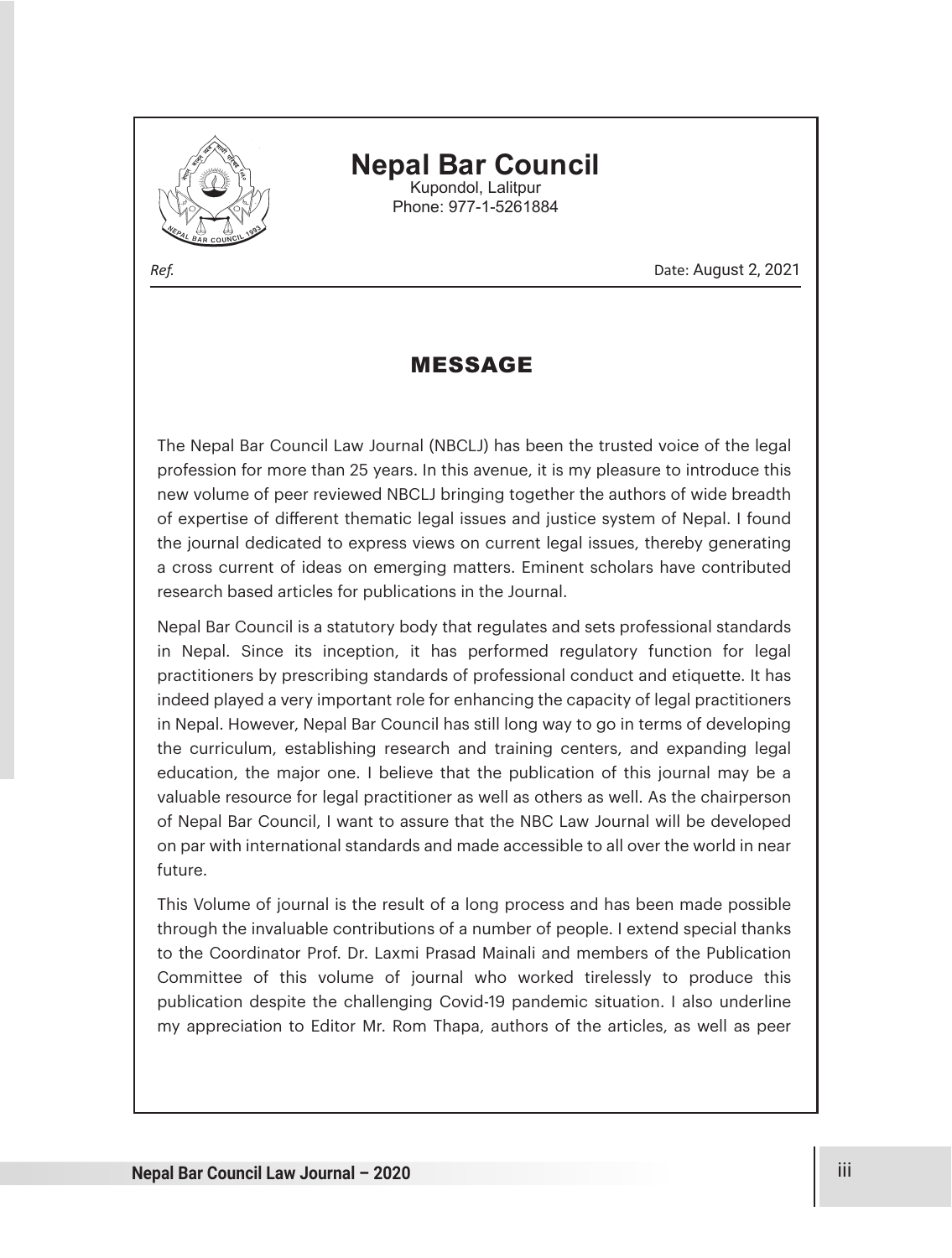# Nepal Bar Council

Kupondol, Lalitpur
Phone: 977-1-5261884

*Ref.*

Date: August 2, 2021

## MESSAGE

The Nepal Bar Council Law Journal (NBCLJ) has been the trusted voice of the legal profession for more than 25 years. In this avenue, it is my pleasure to introduce this new volume of peer reviewed NBCLJ bringing together the authors of wide breadth of expertise of different thematic legal issues and justice system of Nepal. I found the journal dedicated to express views on current legal issues, thereby generating a cross current of ideas on emerging matters. Eminent scholars have contributed research based articles for publications in the Journal.

Nepal Bar Council is a statutory body that regulates and sets professional standards in Nepal. Since its inception, it has performed regulatory function for legal practitioners by prescribing standards of professional conduct and etiquette. It has indeed played a very important role for enhancing the capacity of legal practitioners in Nepal. However, Nepal Bar Council has still long way to go in terms of developing the curriculum, establishing research and training centers, and expanding legal education, the major one. I believe that the publication of this journal may be a valuable resource for legal practitioner as well as others as well. As the chairperson of Nepal Bar Council, I want to assure that the NBC Law Journal will be developed on par with international standards and made accessible to all over the world in near future.

This Volume of journal is the result of a long process and has been made possible through the invaluable contributions of a number of people. I extend special thanks to the Coordinator Prof. Dr. Laxmi Prasad Mainali and members of the Publication Committee of this volume of journal who worked tirelessly to produce this publication despite the challenging Covid-19 pandemic situation. I also underline my appreciation to Editor Mr. Rom Thapa, authors of the articles, as well as peer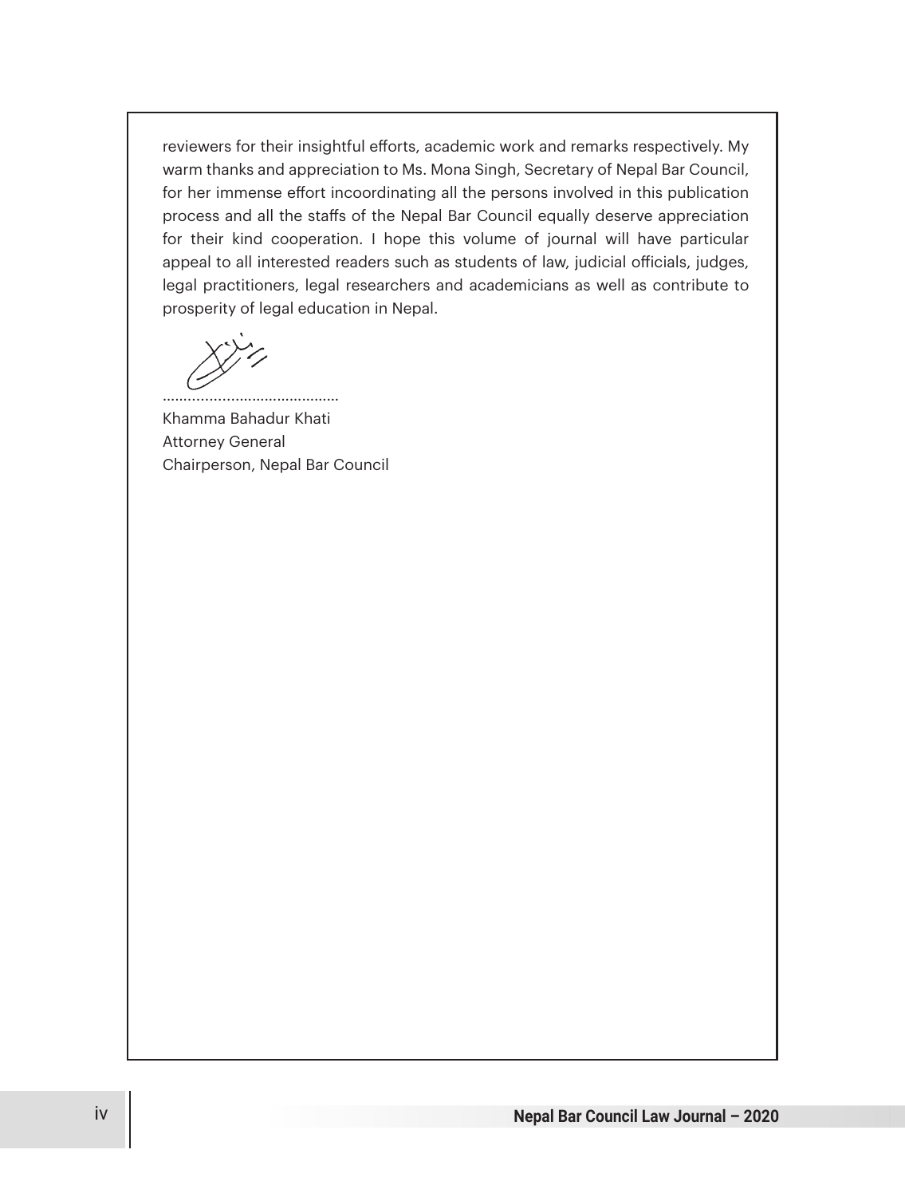reviewers for their insightful efforts, academic work and remarks respectively. My warm thanks and appreciation to Ms. Mona Singh, Secretary of Nepal Bar Council, for her immense effort incoordinating all the persons involved in this publication process and all the staffs of the Nepal Bar Council equally deserve appreciation for their kind cooperation. I hope this volume of journal will have particular appeal to all interested readers such as students of law, judicial officials, judges, legal practitioners, legal researchers and academicians as well as contribute to prosperity of legal education in Nepal.

..........................................

Khamma Bahadur Khati
Attorney General
Chairperson, Nepal Bar Council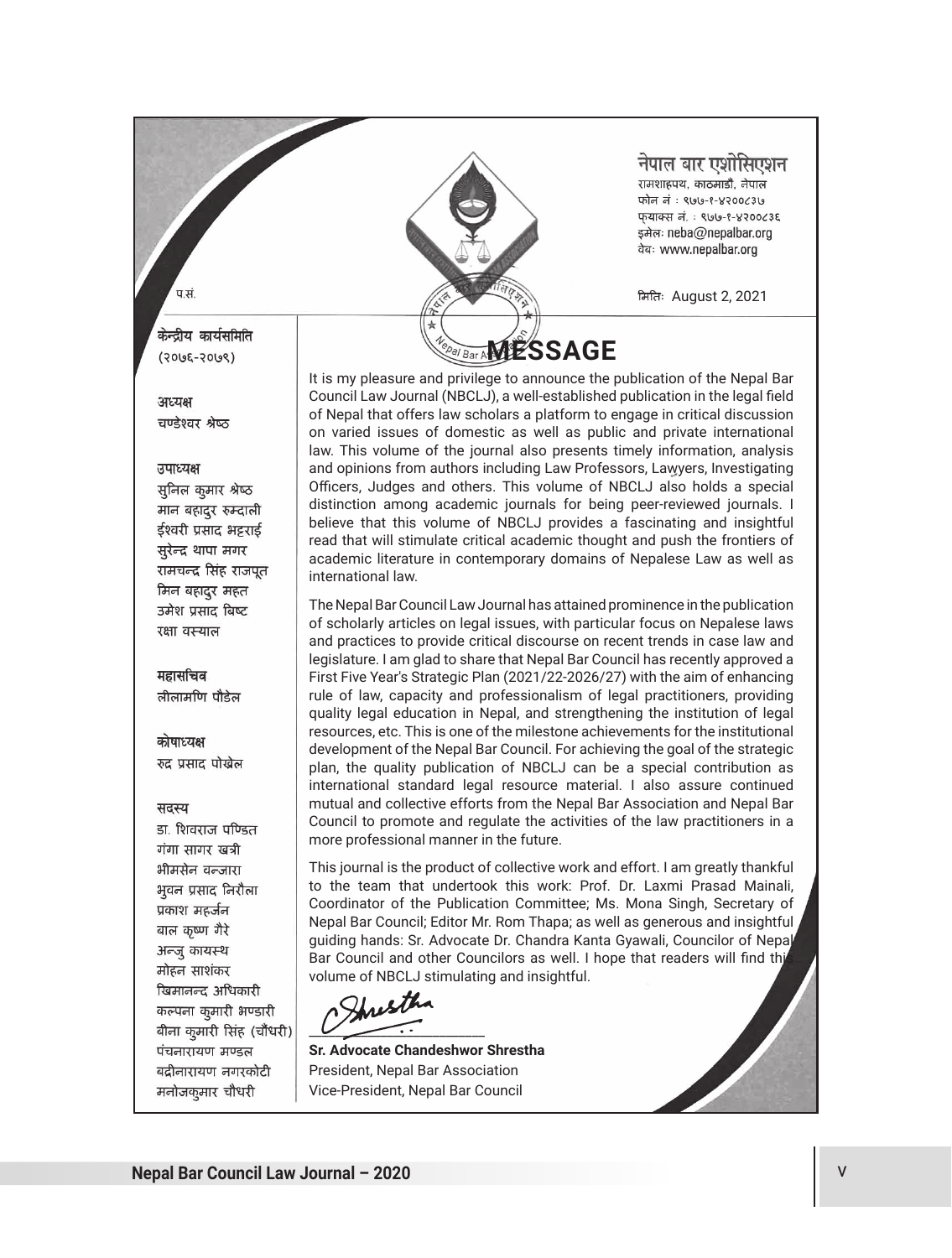नेपाल बार एशोसिएशन
रामशाहपथ, काठमाडौं, नेपाल
फोन नं : ९७७-१-४२००८३७
फ्याक्स नं. : ९७७-१-४२००८३६
इमेलः neba@nepalbar.org
वेबः www.nepalbar.org

प.सं.

मितिः August 2, 2021

**केन्द्रीय कार्यसमिति**
**(२०७६-२०७९)**

**अध्यक्ष**
चण्डेश्वर श्रेष्ठ

**उपाध्यक्ष**
सुनिल कुमार श्रेष्ठ
मान बहादुर रुम्दाली
ईश्वरी प्रसाद भट्टराई
सुरेन्द्र थापा मगर
रामचन्द्र सिंह राजपूत
मिन बहादुर महत
उमेश प्रसाद बिष्ट
रक्षा वस्याल

**महासचिव**
लीलामणि पौडेल

**कोषाध्यक्ष**
रुद्र प्रसाद पोखेल

**सदस्य**
डा. शिवराज पण्डित
गंगा सागर खत्री
भीमसेन वन्जारा
भुवन प्रसाद निरौला
प्रकाश महर्जन
बाल कृष्ण गैरे
अन्जु कायस्थ
मोहन साशंकर
खिमानन्द अधिकारी
कल्पना कुमारी भण्डारी
बीना कुमारी सिंह (चौधरी)
पंचनारायण मण्डल
बद्रीनारायण नगरकोटी
मनोजकुमार चौधरी

# MESSAGE

It is my pleasure and privilege to announce the publication of the Nepal Bar Council Law Journal (NBCLJ), a well-established publication in the legal field of Nepal that offers law scholars a platform to engage in critical discussion on varied issues of domestic as well as public and private international law. This volume of the journal also presents timely information, analysis and opinions from authors including Law Professors, Lawyers, Investigating Officers, Judges and others. This volume of NBCLJ also holds a special distinction among academic journals for being peer-reviewed journals. I believe that this volume of NBCLJ provides a fascinating and insightful read that will stimulate critical academic thought and push the frontiers of academic literature in contemporary domains of Nepalese Law as well as international law.

The Nepal Bar Council Law Journal has attained prominence in the publication of scholarly articles on legal issues, with particular focus on Nepalese laws and practices to provide critical discourse on recent trends in case law and legislature. I am glad to share that Nepal Bar Council has recently approved a First Five Year's Strategic Plan (2021/22-2026/27) with the aim of enhancing rule of law, capacity and professionalism of legal practitioners, providing quality legal education in Nepal, and strengthening the institution of legal resources, etc. This is one of the milestone achievements for the institutional development of the Nepal Bar Council. For achieving the goal of the strategic plan, the quality publication of NBCLJ can be a special contribution as international standard legal resource material. I also assure continued mutual and collective efforts from the Nepal Bar Association and Nepal Bar Council to promote and regulate the activities of the law practitioners in a more professional manner in the future.

This journal is the product of collective work and effort. I am greatly thankful to the team that undertook this work: Prof. Dr. Laxmi Prasad Mainali, Coordinator of the Publication Committee; Ms. Mona Singh, Secretary of Nepal Bar Council; Editor Mr. Rom Thapa; as well as generous and insightful guiding hands: Sr. Advocate Dr. Chandra Kanta Gyawali, Councilor of Nepal Bar Council and other Councilors as well. I hope that readers will find this volume of NBCLJ stimulating and insightful.

**Sr. Advocate Chandeshwor Shrestha**
President, Nepal Bar Association
Vice-President, Nepal Bar Council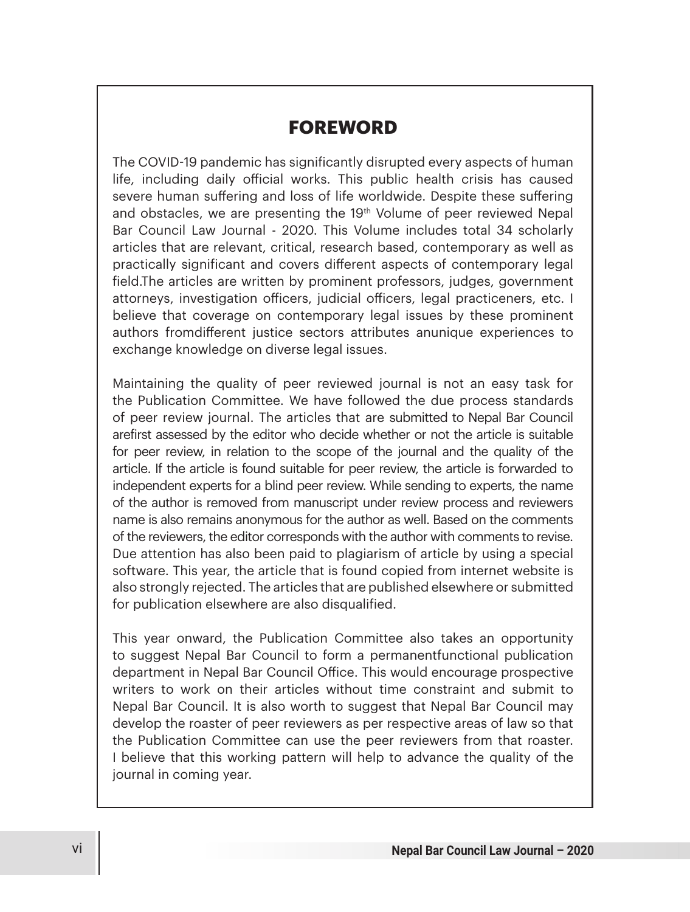## FOREWORD

The COVID-19 pandemic has significantly disrupted every aspects of human life, including daily official works. This public health crisis has caused severe human suffering and loss of life worldwide. Despite these suffering and obstacles, we are presenting the 19th Volume of peer reviewed Nepal Bar Council Law Journal - 2020. This Volume includes total 34 scholarly articles that are relevant, critical, research based, contemporary as well as practically significant and covers different aspects of contemporary legal field.The articles are written by prominent professors, judges, government attorneys, investigation officers, judicial officers, legal practiceners, etc. I believe that coverage on contemporary legal issues by these prominent authors fromdifferent justice sectors attributes anunique experiences to exchange knowledge on diverse legal issues.

Maintaining the quality of peer reviewed journal is not an easy task for the Publication Committee. We have followed the due process standards of peer review journal. The articles that are submitted to Nepal Bar Council arefirst assessed by the editor who decide whether or not the article is suitable for peer review, in relation to the scope of the journal and the quality of the article. If the article is found suitable for peer review, the article is forwarded to independent experts for a blind peer review. While sending to experts, the name of the author is removed from manuscript under review process and reviewers name is also remains anonymous for the author as well. Based on the comments of the reviewers, the editor corresponds with the author with comments to revise. Due attention has also been paid to plagiarism of article by using a special software. This year, the article that is found copied from internet website is also strongly rejected. The articles that are published elsewhere or submitted for publication elsewhere are also disqualified.

This year onward, the Publication Committee also takes an opportunity to suggest Nepal Bar Council to form a permanentfunctional publication department in Nepal Bar Council Office. This would encourage prospective writers to work on their articles without time constraint and submit to Nepal Bar Council. It is also worth to suggest that Nepal Bar Council may develop the roaster of peer reviewers as per respective areas of law so that the Publication Committee can use the peer reviewers from that roaster. I believe that this working pattern will help to advance the quality of the journal in coming year.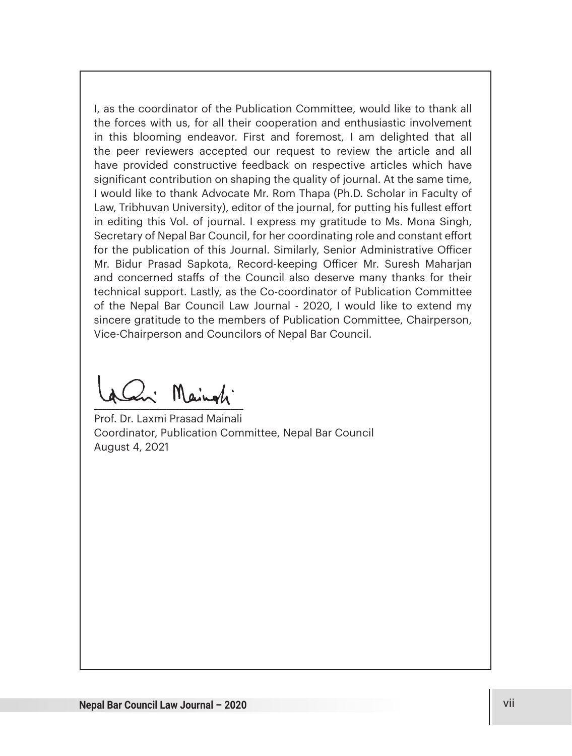I, as the coordinator of the Publication Committee, would like to thank all the forces with us, for all their cooperation and enthusiastic involvement in this blooming endeavor. First and foremost, I am delighted that all the peer reviewers accepted our request to review the article and all have provided constructive feedback on respective articles which have significant contribution on shaping the quality of journal. At the same time, I would like to thank Advocate Mr. Rom Thapa (Ph.D. Scholar in Faculty of Law, Tribhuvan University), editor of the journal, for putting his fullest effort in editing this Vol. of journal. I express my gratitude to Ms. Mona Singh, Secretary of Nepal Bar Council, for her coordinating role and constant effort for the publication of this Journal. Similarly, Senior Administrative Officer Mr. Bidur Prasad Sapkota, Record-keeping Officer Mr. Suresh Maharjan and concerned staffs of the Council also deserve many thanks for their technical support. Lastly, as the Co-coordinator of Publication Committee of the Nepal Bar Council Law Journal - 2020, I would like to extend my sincere gratitude to the members of Publication Committee, Chairperson, Vice-Chairperson and Councilors of Nepal Bar Council.

Prof. Dr. Laxmi Prasad Mainali
Coordinator, Publication Committee, Nepal Bar Council
August 4, 2021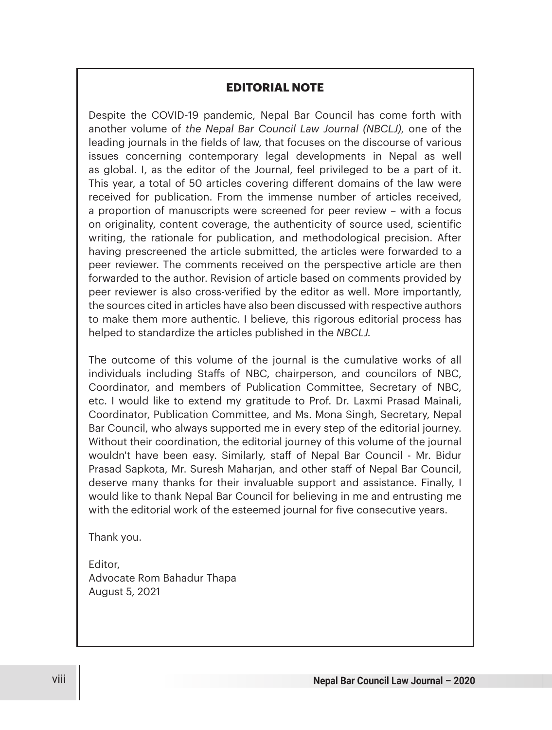## EDITORIAL NOTE

Despite the COVID-19 pandemic, Nepal Bar Council has come forth with another volume of *the Nepal Bar Council Law Journal (NBCLJ),* one of the leading journals in the fields of law, that focuses on the discourse of various issues concerning contemporary legal developments in Nepal as well as global. I, as the editor of the Journal, feel privileged to be a part of it. This year, a total of 50 articles covering different domains of the law were received for publication. From the immense number of articles received, a proportion of manuscripts were screened for peer review – with a focus on originality, content coverage, the authenticity of source used, scientific writing, the rationale for publication, and methodological precision. After having prescreened the article submitted, the articles were forwarded to a peer reviewer. The comments received on the perspective article are then forwarded to the author. Revision of article based on comments provided by peer reviewer is also cross-verified by the editor as well. More importantly, the sources cited in articles have also been discussed with respective authors to make them more authentic. I believe, this rigorous editorial process has helped to standardize the articles published in the *NBCLJ.*

The outcome of this volume of the journal is the cumulative works of all individuals including Staffs of NBC, chairperson, and councilors of NBC, Coordinator, and members of Publication Committee, Secretary of NBC, etc. I would like to extend my gratitude to Prof. Dr. Laxmi Prasad Mainali, Coordinator, Publication Committee, and Ms. Mona Singh, Secretary, Nepal Bar Council, who always supported me in every step of the editorial journey. Without their coordination, the editorial journey of this volume of the journal wouldn't have been easy. Similarly, staff of Nepal Bar Council - Mr. Bidur Prasad Sapkota, Mr. Suresh Maharjan, and other staff of Nepal Bar Council, deserve many thanks for their invaluable support and assistance. Finally, I would like to thank Nepal Bar Council for believing in me and entrusting me with the editorial work of the esteemed journal for five consecutive years.

Thank you.

Editor,
Advocate Rom Bahadur Thapa
August 5, 2021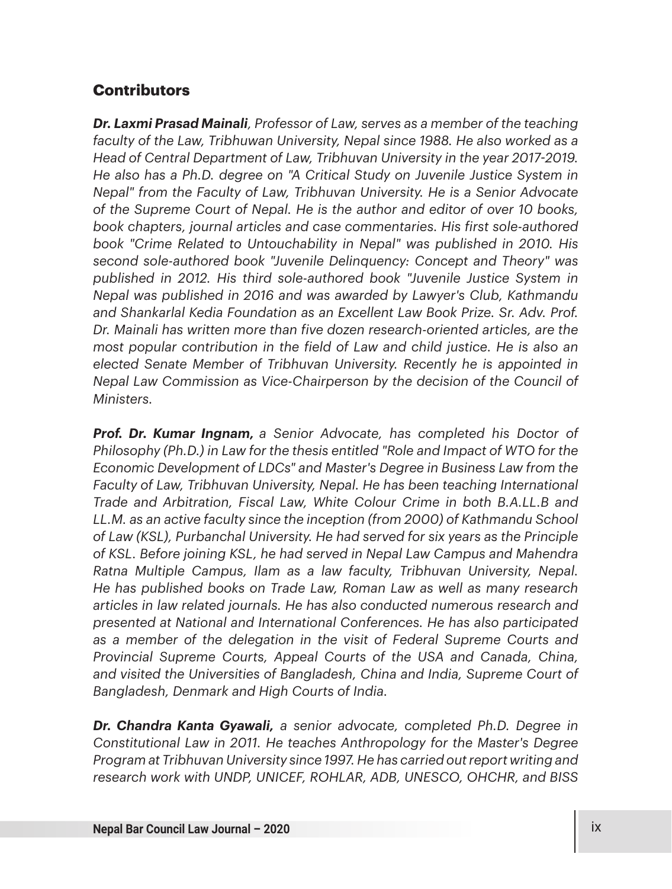## Contributors

***Dr. Laxmi Prasad Mainali****, Professor of Law, serves as a member of the teaching faculty of the Law, Tribhuwan University, Nepal since 1988. He also worked as a Head of Central Department of Law, Tribhuvan University in the year 2017-2019. He also has a Ph.D. degree on "A Critical Study on Juvenile Justice System in Nepal" from the Faculty of Law, Tribhuvan University. He is a Senior Advocate of the Supreme Court of Nepal. He is the author and editor of over 10 books, book chapters, journal articles and case commentaries. His first sole-authored book "Crime Related to Untouchability in Nepal" was published in 2010. His second sole-authored book "Juvenile Delinquency: Concept and Theory" was published in 2012. His third sole-authored book "Juvenile Justice System in Nepal was published in 2016 and was awarded by Lawyer's Club, Kathmandu and Shankarlal Kedia Foundation as an Excellent Law Book Prize. Sr. Adv. Prof. Dr. Mainali has written more than five dozen research-oriented articles, are the most popular contribution in the field of Law and child justice. He is also an elected Senate Member of Tribhuvan University. Recently he is appointed in Nepal Law Commission as Vice-Chairperson by the decision of the Council of Ministers.*

***Prof. Dr. Kumar Ingnam,*** *a Senior Advocate, has completed his Doctor of Philosophy (Ph.D.) in Law for the thesis entitled "Role and Impact of WTO for the Economic Development of LDCs" and Master's Degree in Business Law from the Faculty of Law, Tribhuvan University, Nepal. He has been teaching International Trade and Arbitration, Fiscal Law, White Colour Crime in both B.A.LL.B and LL.M. as an active faculty since the inception (from 2000) of Kathmandu School of Law (KSL), Purbanchal University. He had served for six years as the Principle of KSL. Before joining KSL, he had served in Nepal Law Campus and Mahendra Ratna Multiple Campus, Ilam as a law faculty, Tribhuvan University, Nepal. He has published books on Trade Law, Roman Law as well as many research articles in law related journals. He has also conducted numerous research and presented at National and International Conferences. He has also participated as a member of the delegation in the visit of Federal Supreme Courts and Provincial Supreme Courts, Appeal Courts of the USA and Canada, China, and visited the Universities of Bangladesh, China and India, Supreme Court of Bangladesh, Denmark and High Courts of India.*

***Dr. Chandra Kanta Gyawali,*** *a senior advocate, completed Ph.D. Degree in Constitutional Law in 2011. He teaches Anthropology for the Master's Degree Program at Tribhuvan University since 1997. He has carried out report writing and research work with UNDP, UNICEF, ROHLAR, ADB, UNESCO, OHCHR, and BISS*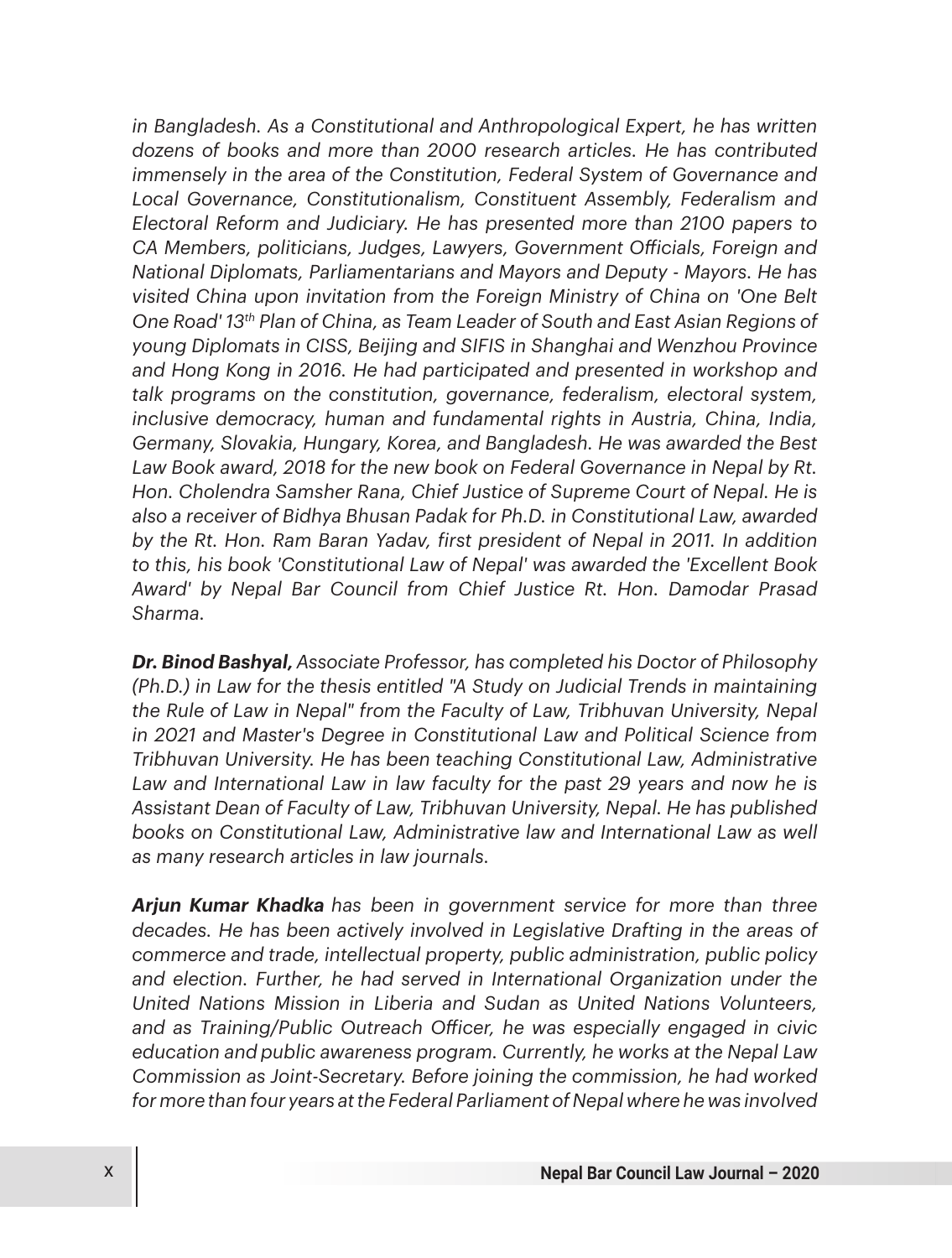*in Bangladesh. As a Constitutional and Anthropological Expert, he has written dozens of books and more than 2000 research articles. He has contributed immensely in the area of the Constitution, Federal System of Governance and Local Governance, Constitutionalism, Constituent Assembly, Federalism and Electoral Reform and Judiciary. He has presented more than 2100 papers to CA Members, politicians, Judges, Lawyers, Government Officials, Foreign and National Diplomats, Parliamentarians and Mayors and Deputy - Mayors. He has visited China upon invitation from the Foreign Ministry of China on 'One Belt One Road' 13th Plan of China, as Team Leader of South and East Asian Regions of young Diplomats in CISS, Beijing and SIFIS in Shanghai and Wenzhou Province and Hong Kong in 2016. He had participated and presented in workshop and talk programs on the constitution, governance, federalism, electoral system, inclusive democracy, human and fundamental rights in Austria, China, India, Germany, Slovakia, Hungary, Korea, and Bangladesh. He was awarded the Best Law Book award, 2018 for the new book on Federal Governance in Nepal by Rt. Hon. Cholendra Samsher Rana, Chief Justice of Supreme Court of Nepal. He is also a receiver of Bidhya Bhusan Padak for Ph.D. in Constitutional Law, awarded by the Rt. Hon. Ram Baran Yadav, first president of Nepal in 2011. In addition to this, his book 'Constitutional Law of Nepal' was awarded the 'Excellent Book Award' by Nepal Bar Council from Chief Justice Rt. Hon. Damodar Prasad Sharma.*

***Dr. Binod Bashyal,*** *Associate Professor, has completed his Doctor of Philosophy (Ph.D.) in Law for the thesis entitled "A Study on Judicial Trends in maintaining the Rule of Law in Nepal" from the Faculty of Law, Tribhuvan University, Nepal in 2021 and Master's Degree in Constitutional Law and Political Science from Tribhuvan University. He has been teaching Constitutional Law, Administrative Law and International Law in law faculty for the past 29 years and now he is Assistant Dean of Faculty of Law, Tribhuvan University, Nepal. He has published books on Constitutional Law, Administrative law and International Law as well as many research articles in law journals.*

***Arjun Kumar Khadka*** *has been in government service for more than three decades. He has been actively involved in Legislative Drafting in the areas of commerce and trade, intellectual property, public administration, public policy and election. Further, he had served in International Organization under the United Nations Mission in Liberia and Sudan as United Nations Volunteers, and as Training/Public Outreach Officer, he was especially engaged in civic education and public awareness program. Currently, he works at the Nepal Law Commission as Joint-Secretary. Before joining the commission, he had worked for more than four years at the Federal Parliament of Nepal where he was involved*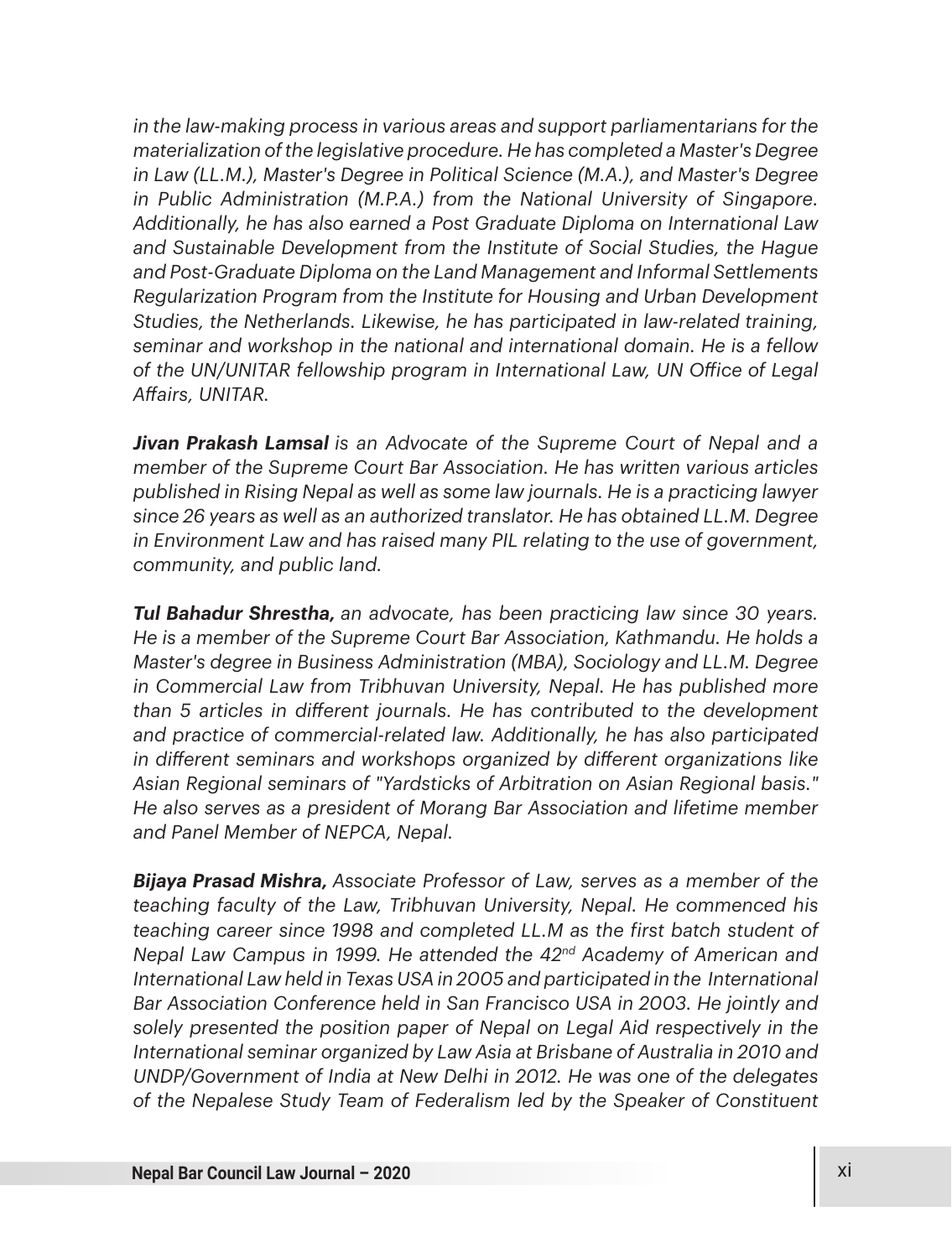*in the law-making process in various areas and support parliamentarians for the materialization of the legislative procedure. He has completed a Master's Degree in Law (LL.M.), Master's Degree in Political Science (M.A.), and Master's Degree in Public Administration (M.P.A.) from the National University of Singapore. Additionally, he has also earned a Post Graduate Diploma on International Law and Sustainable Development from the Institute of Social Studies, the Hague and Post-Graduate Diploma on the Land Management and Informal Settlements Regularization Program from the Institute for Housing and Urban Development Studies, the Netherlands. Likewise, he has participated in law-related training, seminar and workshop in the national and international domain. He is a fellow of the UN/UNITAR fellowship program in International Law, UN Office of Legal Affairs, UNITAR.*

***Jivan Prakash Lamsal*** *is an Advocate of the Supreme Court of Nepal and a member of the Supreme Court Bar Association. He has written various articles published in Rising Nepal as well as some law journals. He is a practicing lawyer since 26 years as well as an authorized translator. He has obtained LL.M. Degree in Environment Law and has raised many PIL relating to the use of government, community, and public land.*

***Tul Bahadur Shrestha,*** *an advocate, has been practicing law since 30 years. He is a member of the Supreme Court Bar Association, Kathmandu. He holds a Master's degree in Business Administration (MBA), Sociology and LL.M. Degree in Commercial Law from Tribhuvan University, Nepal. He has published more than 5 articles in different journals. He has contributed to the development and practice of commercial-related law. Additionally, he has also participated in different seminars and workshops organized by different organizations like Asian Regional seminars of "Yardsticks of Arbitration on Asian Regional basis." He also serves as a president of Morang Bar Association and lifetime member and Panel Member of NEPCA, Nepal.*

***Bijaya Prasad Mishra,*** *Associate Professor of Law, serves as a member of the teaching faculty of the Law, Tribhuvan University, Nepal. He commenced his teaching career since 1998 and completed LL.M as the first batch student of Nepal Law Campus in 1999. He attended the 42nd Academy of American and International Law held in Texas USA in 2005 and participated in the International Bar Association Conference held in San Francisco USA in 2003. He jointly and solely presented the position paper of Nepal on Legal Aid respectively in the International seminar organized by Law Asia at Brisbane of Australia in 2010 and UNDP/Government of India at New Delhi in 2012. He was one of the delegates of the Nepalese Study Team of Federalism led by the Speaker of Constituent*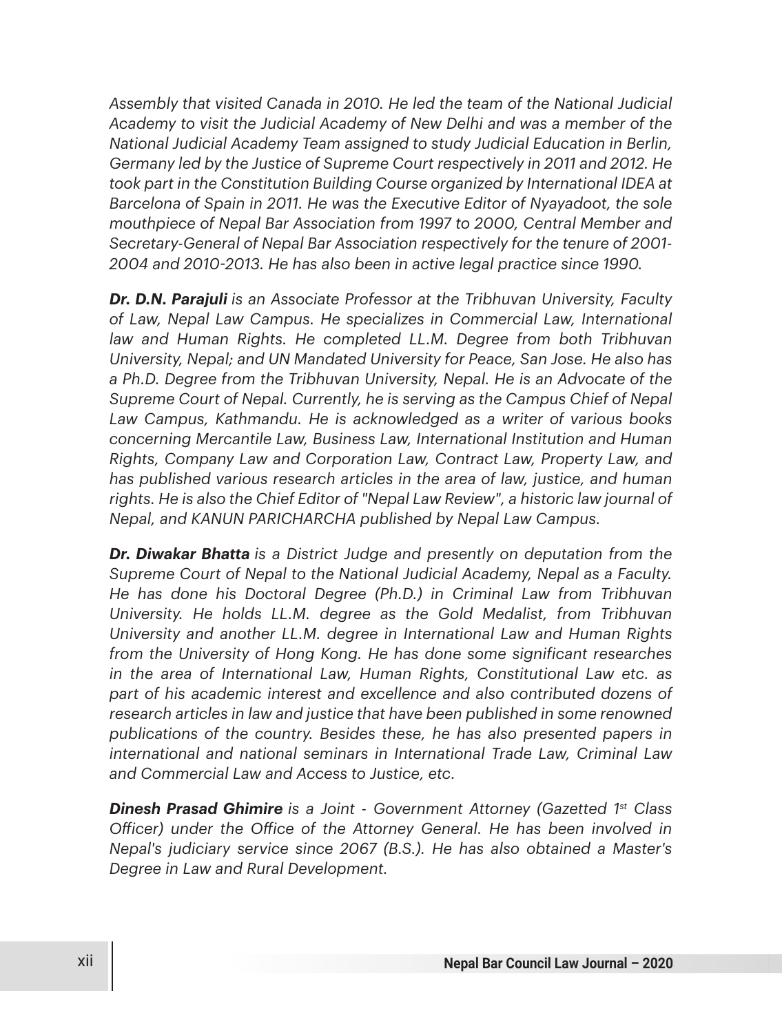*Assembly that visited Canada in 2010. He led the team of the National Judicial Academy to visit the Judicial Academy of New Delhi and was a member of the National Judicial Academy Team assigned to study Judicial Education in Berlin, Germany led by the Justice of Supreme Court respectively in 2011 and 2012. He took part in the Constitution Building Course organized by International IDEA at Barcelona of Spain in 2011. He was the Executive Editor of Nyayadoot, the sole mouthpiece of Nepal Bar Association from 1997 to 2000, Central Member and Secretary-General of Nepal Bar Association respectively for the tenure of 2001-2004 and 2010-2013. He has also been in active legal practice since 1990.*

***Dr. D.N. Parajuli*** *is an Associate Professor at the Tribhuvan University, Faculty of Law, Nepal Law Campus. He specializes in Commercial Law, International law and Human Rights. He completed LL.M. Degree from both Tribhuvan University, Nepal; and UN Mandated University for Peace, San Jose. He also has a Ph.D. Degree from the Tribhuvan University, Nepal. He is an Advocate of the Supreme Court of Nepal. Currently, he is serving as the Campus Chief of Nepal Law Campus, Kathmandu. He is acknowledged as a writer of various books concerning Mercantile Law, Business Law, International Institution and Human Rights, Company Law and Corporation Law, Contract Law, Property Law, and has published various research articles in the area of law, justice, and human rights. He is also the Chief Editor of "Nepal Law Review", a historic law journal of Nepal, and KANUN PARICHARCHA published by Nepal Law Campus.*

***Dr. Diwakar Bhatta*** *is a District Judge and presently on deputation from the Supreme Court of Nepal to the National Judicial Academy, Nepal as a Faculty. He has done his Doctoral Degree (Ph.D.) in Criminal Law from Tribhuvan University. He holds LL.M. degree as the Gold Medalist, from Tribhuvan University and another LL.M. degree in International Law and Human Rights from the University of Hong Kong. He has done some significant researches in the area of International Law, Human Rights, Constitutional Law etc. as part of his academic interest and excellence and also contributed dozens of research articles in law and justice that have been published in some renowned publications of the country. Besides these, he has also presented papers in international and national seminars in International Trade Law, Criminal Law and Commercial Law and Access to Justice, etc.*

***Dinesh Prasad Ghimire*** *is a Joint - Government Attorney (Gazetted 1st Class Officer) under the Office of the Attorney General. He has been involved in Nepal's judiciary service since 2067 (B.S.). He has also obtained a Master's Degree in Law and Rural Development.*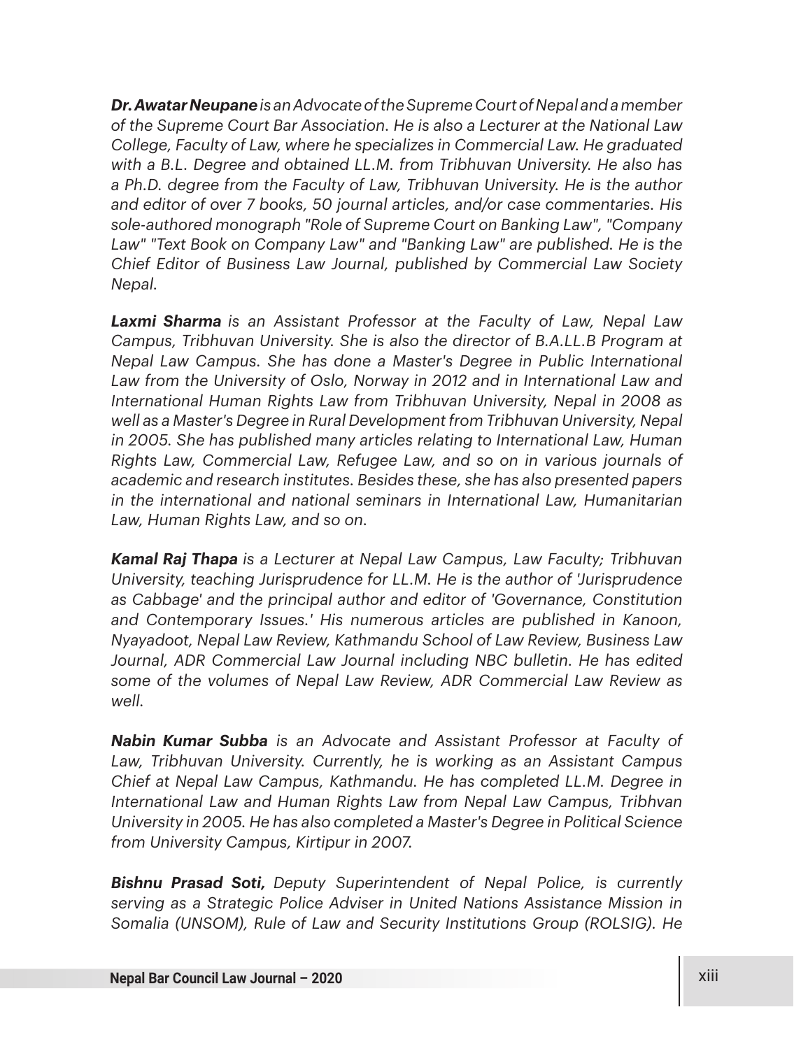***Dr. Awatar Neupane** is an Advocate of the Supreme Court of Nepal and a member of the Supreme Court Bar Association. He is also a Lecturer at the National Law College, Faculty of Law, where he specializes in Commercial Law. He graduated with a B.L. Degree and obtained LL.M. from Tribhuvan University. He also has a Ph.D. degree from the Faculty of Law, Tribhuvan University. He is the author and editor of over 7 books, 50 journal articles, and/or case commentaries. His sole-authored monograph "Role of Supreme Court on Banking Law", "Company Law" "Text Book on Company Law" and "Banking Law" are published. He is the Chief Editor of Business Law Journal, published by Commercial Law Society Nepal.*

***Laxmi Sharma** is an Assistant Professor at the Faculty of Law, Nepal Law Campus, Tribhuvan University. She is also the director of B.A.LL.B Program at Nepal Law Campus. She has done a Master's Degree in Public International Law from the University of Oslo, Norway in 2012 and in International Law and International Human Rights Law from Tribhuvan University, Nepal in 2008 as well as a Master's Degree in Rural Development from Tribhuvan University, Nepal in 2005. She has published many articles relating to International Law, Human Rights Law, Commercial Law, Refugee Law, and so on in various journals of academic and research institutes. Besides these, she has also presented papers in the international and national seminars in International Law, Humanitarian Law, Human Rights Law, and so on.*

***Kamal Raj Thapa** is a Lecturer at Nepal Law Campus, Law Faculty; Tribhuvan University, teaching Jurisprudence for LL.M. He is the author of 'Jurisprudence as Cabbage' and the principal author and editor of 'Governance, Constitution and Contemporary Issues.' His numerous articles are published in Kanoon, Nyayadoot, Nepal Law Review, Kathmandu School of Law Review, Business Law Journal, ADR Commercial Law Journal including NBC bulletin. He has edited some of the volumes of Nepal Law Review, ADR Commercial Law Review as well.*

***Nabin Kumar Subba** is an Advocate and Assistant Professor at Faculty of Law, Tribhuvan University. Currently, he is working as an Assistant Campus Chief at Nepal Law Campus, Kathmandu. He has completed LL.M. Degree in International Law and Human Rights Law from Nepal Law Campus, Tribhvan University in 2005. He has also completed a Master's Degree in Political Science from University Campus, Kirtipur in 2007.*

***Bishnu Prasad Soti,** Deputy Superintendent of Nepal Police, is currently serving as a Strategic Police Adviser in United Nations Assistance Mission in Somalia (UNSOM), Rule of Law and Security Institutions Group (ROLSIG). He*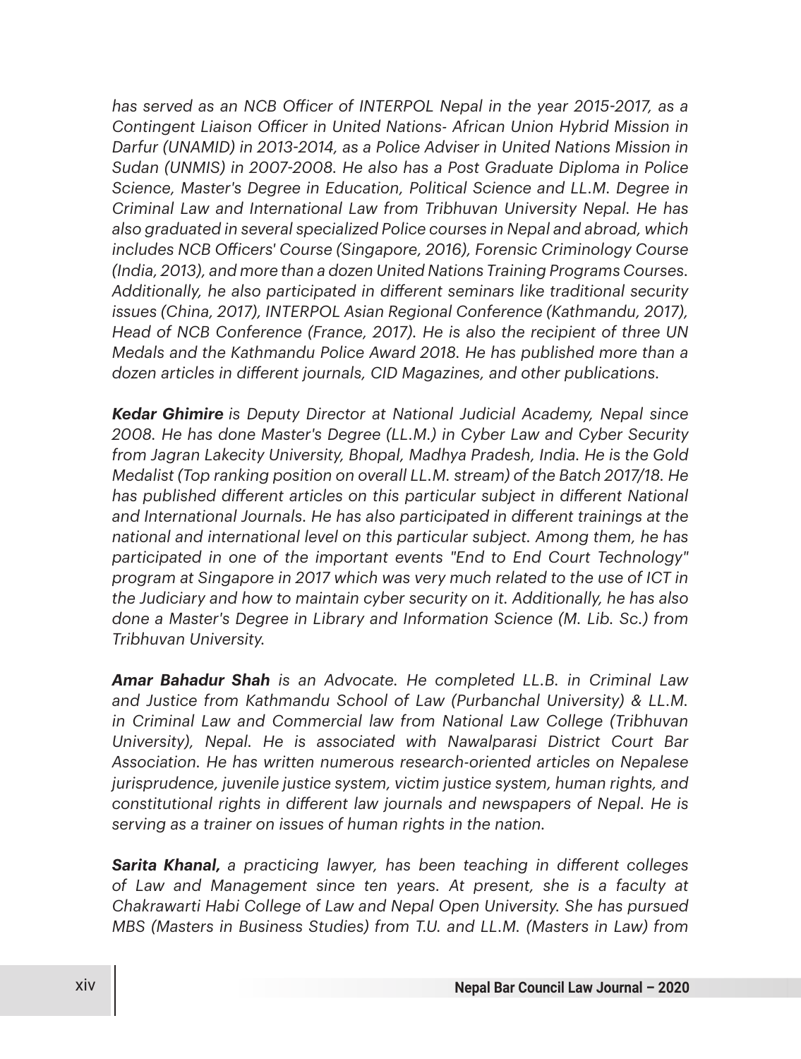*has served as an NCB Officer of INTERPOL Nepal in the year 2015-2017, as a Contingent Liaison Officer in United Nations- African Union Hybrid Mission in Darfur (UNAMID) in 2013-2014, as a Police Adviser in United Nations Mission in Sudan (UNMIS) in 2007-2008. He also has a Post Graduate Diploma in Police Science, Master's Degree in Education, Political Science and LL.M. Degree in Criminal Law and International Law from Tribhuvan University Nepal. He has also graduated in several specialized Police courses in Nepal and abroad, which includes NCB Officers' Course (Singapore, 2016), Forensic Criminology Course (India, 2013), and more than a dozen United Nations Training Programs Courses. Additionally, he also participated in different seminars like traditional security issues (China, 2017), INTERPOL Asian Regional Conference (Kathmandu, 2017), Head of NCB Conference (France, 2017). He is also the recipient of three UN Medals and the Kathmandu Police Award 2018. He has published more than a dozen articles in different journals, CID Magazines, and other publications.*

***Kedar Ghimire*** *is Deputy Director at National Judicial Academy, Nepal since 2008. He has done Master's Degree (LL.M.) in Cyber Law and Cyber Security from Jagran Lakecity University, Bhopal, Madhya Pradesh, India. He is the Gold Medalist (Top ranking position on overall LL.M. stream) of the Batch 2017/18. He has published different articles on this particular subject in different National and International Journals. He has also participated in different trainings at the national and international level on this particular subject. Among them, he has participated in one of the important events "End to End Court Technology" program at Singapore in 2017 which was very much related to the use of ICT in the Judiciary and how to maintain cyber security on it. Additionally, he has also done a Master's Degree in Library and Information Science (M. Lib. Sc.) from Tribhuvan University.*

***Amar Bahadur Shah*** *is an Advocate. He completed LL.B. in Criminal Law and Justice from Kathmandu School of Law (Purbanchal University) & LL.M. in Criminal Law and Commercial law from National Law College (Tribhuvan University), Nepal. He is associated with Nawalparasi District Court Bar Association. He has written numerous research-oriented articles on Nepalese jurisprudence, juvenile justice system, victim justice system, human rights, and constitutional rights in different law journals and newspapers of Nepal. He is serving as a trainer on issues of human rights in the nation.*

***Sarita Khanal,*** *a practicing lawyer, has been teaching in different colleges of Law and Management since ten years. At present, she is a faculty at Chakrawarti Habi College of Law and Nepal Open University. She has pursued MBS (Masters in Business Studies) from T.U. and LL.M. (Masters in Law) from*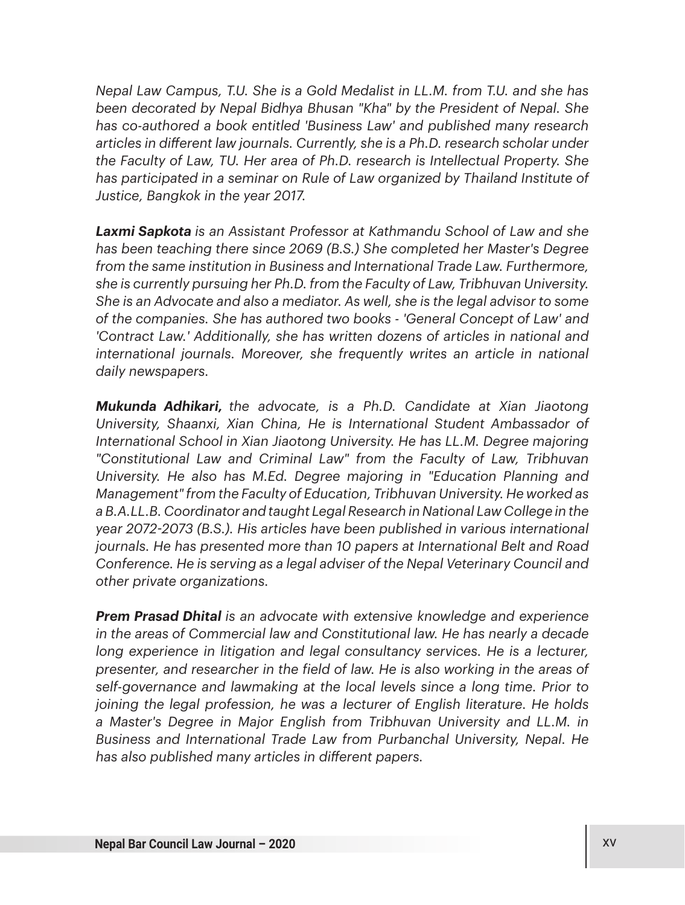*Nepal Law Campus, T.U. She is a Gold Medalist in LL.M. from T.U. and she has been decorated by Nepal Bidhya Bhusan "Kha" by the President of Nepal. She has co-authored a book entitled 'Business Law' and published many research articles in different law journals. Currently, she is a Ph.D. research scholar under the Faculty of Law, TU. Her area of Ph.D. research is Intellectual Property. She has participated in a seminar on Rule of Law organized by Thailand Institute of Justice, Bangkok in the year 2017.*

***Laxmi Sapkota** is an Assistant Professor at Kathmandu School of Law and she has been teaching there since 2069 (B.S.) She completed her Master's Degree from the same institution in Business and International Trade Law. Furthermore, she is currently pursuing her Ph.D. from the Faculty of Law, Tribhuvan University. She is an Advocate and also a mediator. As well, she is the legal advisor to some of the companies. She has authored two books - 'General Concept of Law' and 'Contract Law.' Additionally, she has written dozens of articles in national and international journals. Moreover, she frequently writes an article in national daily newspapers.*

***Mukunda Adhikari,** the advocate, is a Ph.D. Candidate at Xian Jiaotong University, Shaanxi, Xian China, He is International Student Ambassador of International School in Xian Jiaotong University. He has LL.M. Degree majoring "Constitutional Law and Criminal Law" from the Faculty of Law, Tribhuvan University. He also has M.Ed. Degree majoring in "Education Planning and Management" from the Faculty of Education, Tribhuvan University. He worked as a B.A.LL.B. Coordinator and taught Legal Research in National Law College in the year 2072-2073 (B.S.). His articles have been published in various international journals. He has presented more than 10 papers at International Belt and Road Conference. He is serving as a legal adviser of the Nepal Veterinary Council and other private organizations.*

***Prem Prasad Dhital** is an advocate with extensive knowledge and experience in the areas of Commercial law and Constitutional law. He has nearly a decade long experience in litigation and legal consultancy services. He is a lecturer, presenter, and researcher in the field of law. He is also working in the areas of self-governance and lawmaking at the local levels since a long time. Prior to joining the legal profession, he was a lecturer of English literature. He holds a Master's Degree in Major English from Tribhuvan University and LL.M. in Business and International Trade Law from Purbanchal University, Nepal. He has also published many articles in different papers.*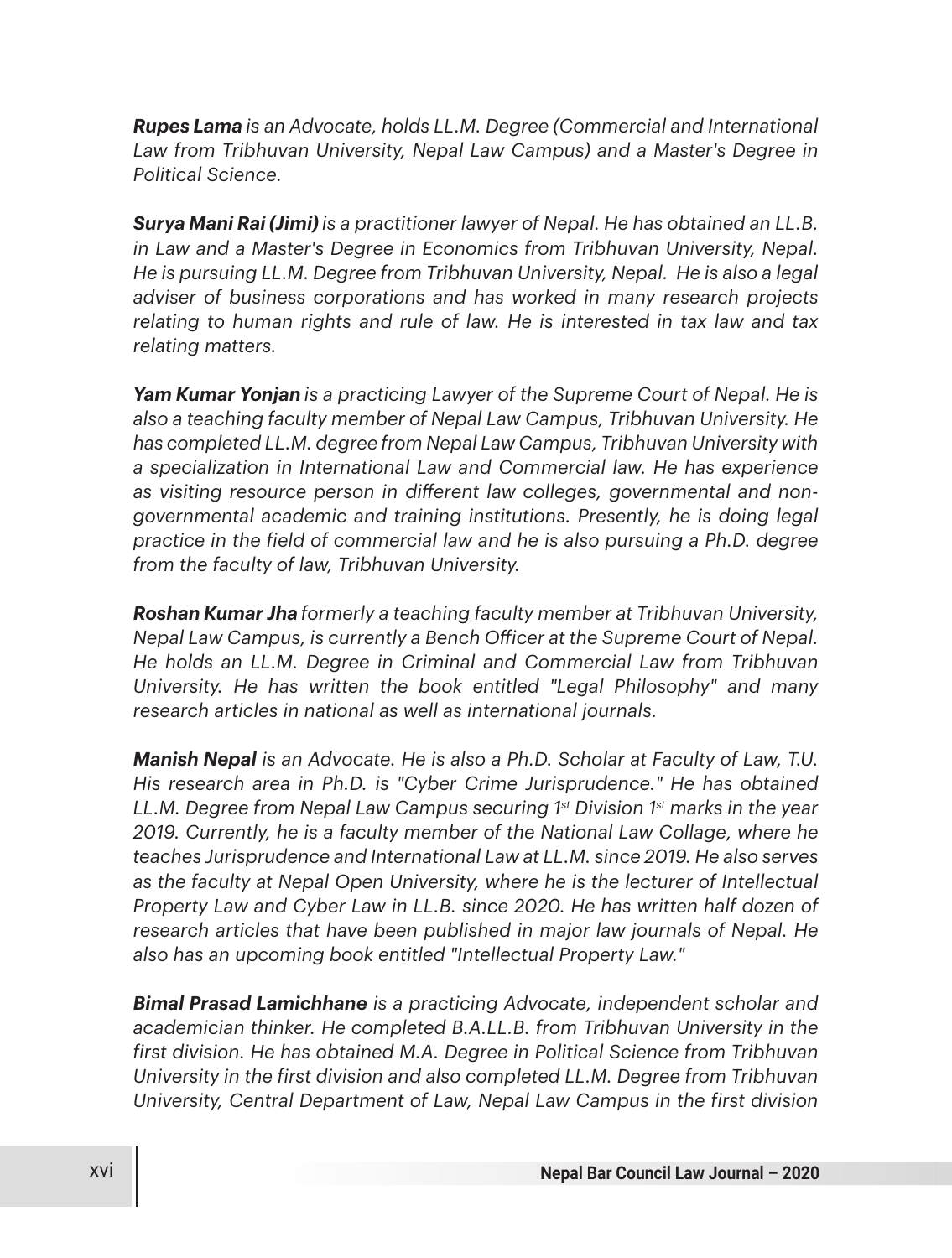***Rupes Lama*** *is an Advocate, holds LL.M. Degree (Commercial and International Law from Tribhuvan University, Nepal Law Campus) and a Master's Degree in Political Science.*

***Surya Mani Rai (Jimi)*** *is a practitioner lawyer of Nepal. He has obtained an LL.B. in Law and a Master's Degree in Economics from Tribhuvan University, Nepal. He is pursuing LL.M. Degree from Tribhuvan University, Nepal. He is also a legal adviser of business corporations and has worked in many research projects relating to human rights and rule of law. He is interested in tax law and tax relating matters.*

***Yam Kumar Yonjan*** *is a practicing Lawyer of the Supreme Court of Nepal. He is also a teaching faculty member of Nepal Law Campus, Tribhuvan University. He has completed LL.M. degree from Nepal Law Campus, Tribhuvan University with a specialization in International Law and Commercial law. He has experience as visiting resource person in different law colleges, governmental and non-governmental academic and training institutions. Presently, he is doing legal practice in the field of commercial law and he is also pursuing a Ph.D. degree from the faculty of law, Tribhuvan University.*

***Roshan Kumar Jha*** *formerly a teaching faculty member at Tribhuvan University, Nepal Law Campus, is currently a Bench Officer at the Supreme Court of Nepal. He holds an LL.M. Degree in Criminal and Commercial Law from Tribhuvan University. He has written the book entitled "Legal Philosophy" and many research articles in national as well as international journals.*

***Manish Nepal*** *is an Advocate. He is also a Ph.D. Scholar at Faculty of Law, T.U. His research area in Ph.D. is "Cyber Crime Jurisprudence." He has obtained LL.M. Degree from Nepal Law Campus securing 1st Division 1st marks in the year 2019. Currently, he is a faculty member of the National Law Collage, where he teaches Jurisprudence and International Law at LL.M. since 2019. He also serves as the faculty at Nepal Open University, where he is the lecturer of Intellectual Property Law and Cyber Law in LL.B. since 2020. He has written half dozen of research articles that have been published in major law journals of Nepal. He also has an upcoming book entitled "Intellectual Property Law."*

***Bimal Prasad Lamichhane*** *is a practicing Advocate, independent scholar and academician thinker. He completed B.A.LL.B. from Tribhuvan University in the first division. He has obtained M.A. Degree in Political Science from Tribhuvan University in the first division and also completed LL.M. Degree from Tribhuvan University, Central Department of Law, Nepal Law Campus in the first division*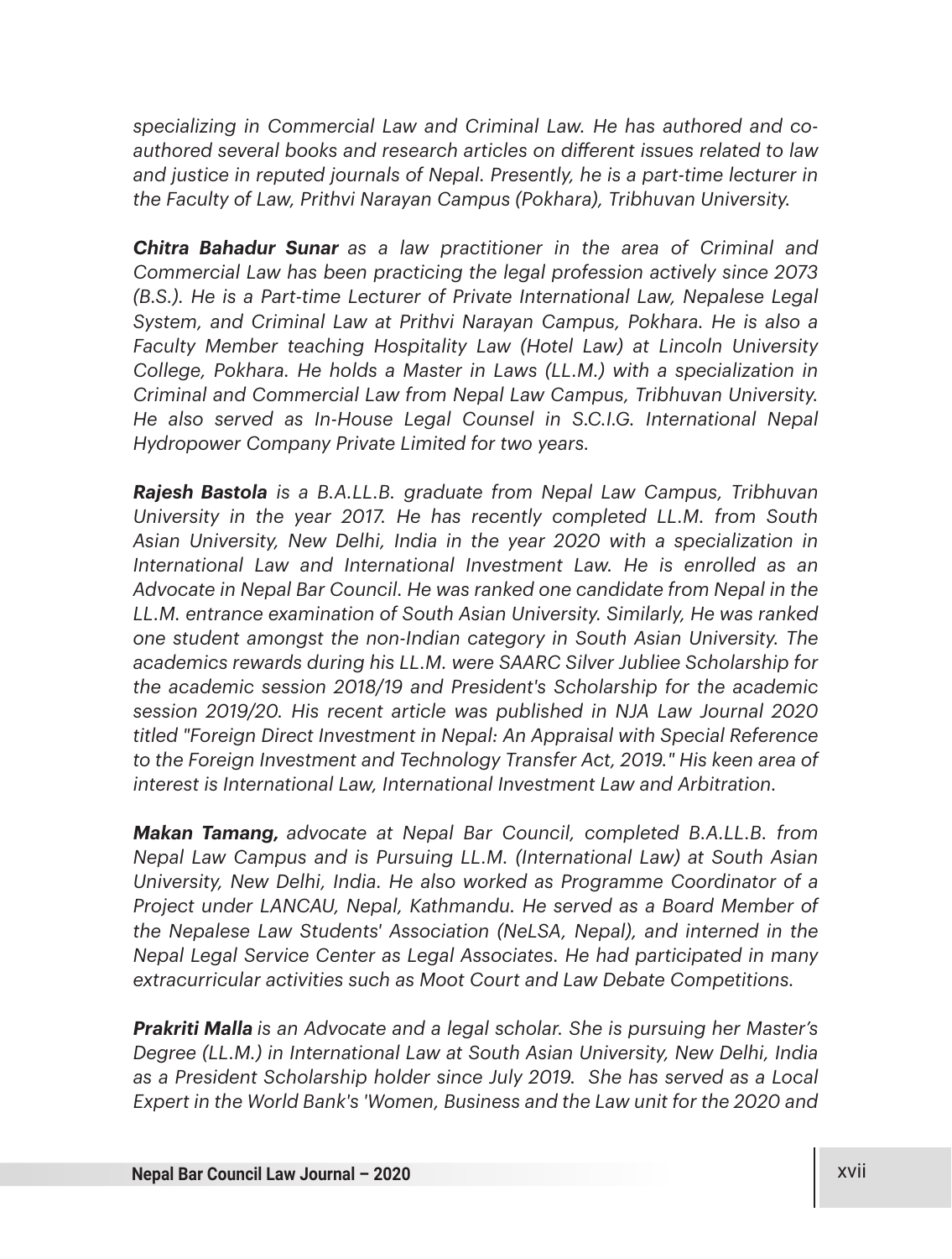*specializing in Commercial Law and Criminal Law. He has authored and co-authored several books and research articles on different issues related to law and justice in reputed journals of Nepal. Presently, he is a part-time lecturer in the Faculty of Law, Prithvi Narayan Campus (Pokhara), Tribhuvan University.*

***Chitra Bahadur Sunar*** *as a law practitioner in the area of Criminal and Commercial Law has been practicing the legal profession actively since 2073 (B.S.). He is a Part-time Lecturer of Private International Law, Nepalese Legal System, and Criminal Law at Prithvi Narayan Campus, Pokhara. He is also a Faculty Member teaching Hospitality Law (Hotel Law) at Lincoln University College, Pokhara. He holds a Master in Laws (LL.M.) with a specialization in Criminal and Commercial Law from Nepal Law Campus, Tribhuvan University. He also served as In-House Legal Counsel in S.C.I.G. International Nepal Hydropower Company Private Limited for two years.*

***Rajesh Bastola*** *is a B.A.LL.B. graduate from Nepal Law Campus, Tribhuvan University in the year 2017. He has recently completed LL.M. from South Asian University, New Delhi, India in the year 2020 with a specialization in International Law and International Investment Law. He is enrolled as an Advocate in Nepal Bar Council. He was ranked one candidate from Nepal in the LL.M. entrance examination of South Asian University. Similarly, He was ranked one student amongst the non-Indian category in South Asian University. The academics rewards during his LL.M. were SAARC Silver Jubliee Scholarship for the academic session 2018/19 and President's Scholarship for the academic session 2019/20. His recent article was published in NJA Law Journal 2020 titled "Foreign Direct Investment in Nepal: An Appraisal with Special Reference to the Foreign Investment and Technology Transfer Act, 2019." His keen area of interest is International Law, International Investment Law and Arbitration.*

***Makan Tamang,*** *advocate at Nepal Bar Council, completed B.A.LL.B. from Nepal Law Campus and is Pursuing LL.M. (International Law) at South Asian University, New Delhi, India. He also worked as Programme Coordinator of a Project under LANCAU, Nepal, Kathmandu. He served as a Board Member of the Nepalese Law Students' Association (NeLSA, Nepal), and interned in the Nepal Legal Service Center as Legal Associates. He had participated in many extracurricular activities such as Moot Court and Law Debate Competitions.*

***Prakriti Malla*** *is an Advocate and a legal scholar. She is pursuing her Master's Degree (LL.M.) in International Law at South Asian University, New Delhi, India as a President Scholarship holder since July 2019. She has served as a Local Expert in the World Bank's 'Women, Business and the Law unit for the 2020 and*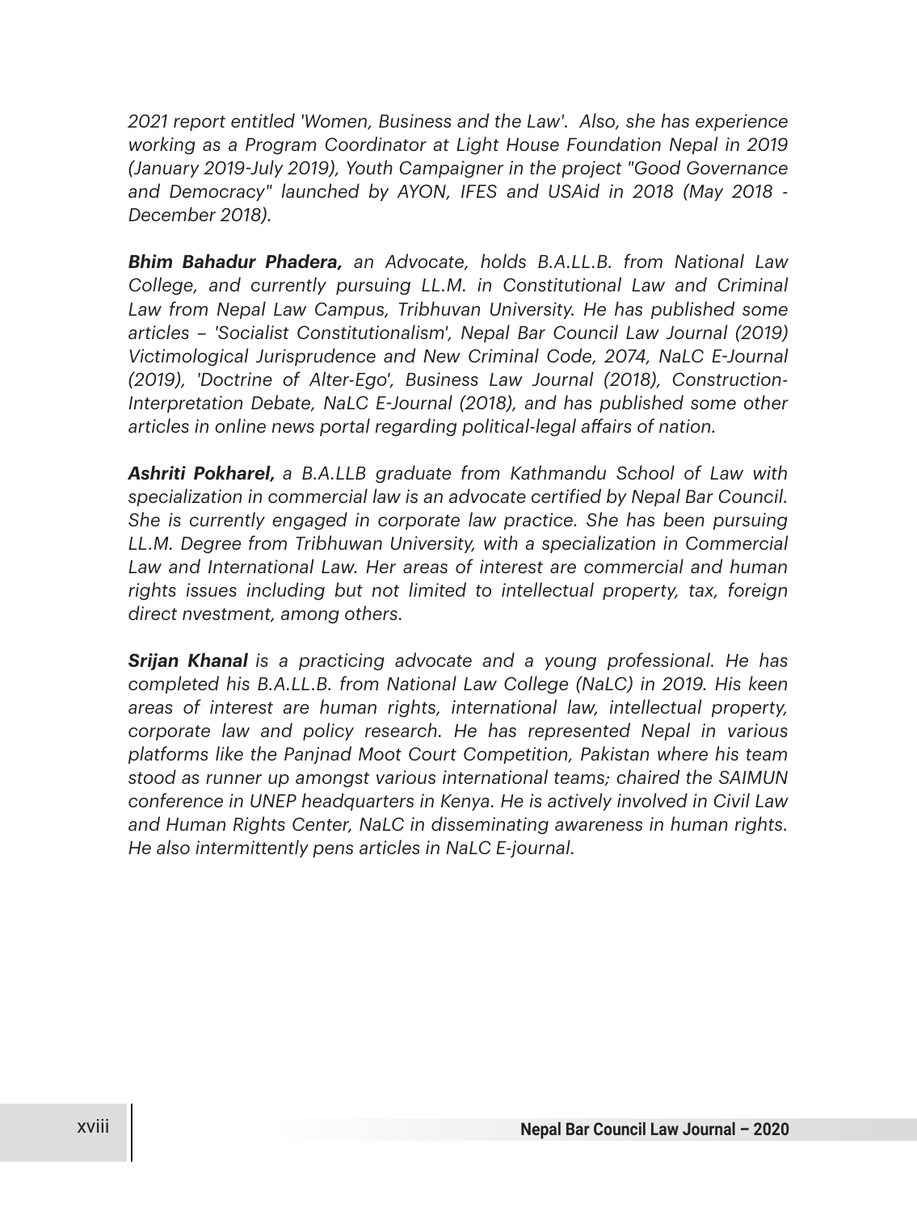*2021 report entitled 'Women, Business and the Law'. Also, she has experience working as a Program Coordinator at Light House Foundation Nepal in 2019 (January 2019-July 2019), Youth Campaigner in the project "Good Governance and Democracy" launched by AYON, IFES and USAid in 2018 (May 2018 - December 2018).*

***Bhim Bahadur Phadera,** an Advocate, holds B.A.LL.B. from National Law College, and currently pursuing LL.M. in Constitutional Law and Criminal Law from Nepal Law Campus, Tribhuvan University. He has published some articles – 'Socialist Constitutionalism', Nepal Bar Council Law Journal (2019) Victimological Jurisprudence and New Criminal Code, 2074, NaLC E-Journal (2019), 'Doctrine of Alter-Ego', Business Law Journal (2018), Construction-Interpretation Debate, NaLC E-Journal (2018), and has published some other articles in online news portal regarding political-legal affairs of nation.*

***Ashriti Pokharel,** a B.A.LLB graduate from Kathmandu School of Law with specialization in commercial law is an advocate certified by Nepal Bar Council. She is currently engaged in corporate law practice. She has been pursuing LL.M. Degree from Tribhuwan University, with a specialization in Commercial Law and International Law. Her areas of interest are commercial and human rights issues including but not limited to intellectual property, tax, foreign direct nvestment, among others.*

***Srijan Khanal** is a practicing advocate and a young professional. He has completed his B.A.LL.B. from National Law College (NaLC) in 2019. His keen areas of interest are human rights, international law, intellectual property, corporate law and policy research. He has represented Nepal in various platforms like the Panjnad Moot Court Competition, Pakistan where his team stood as runner up amongst various international teams; chaired the SAIMUN conference in UNEP headquarters in Kenya. He is actively involved in Civil Law and Human Rights Center, NaLC in disseminating awareness in human rights. He also intermittently pens articles in NaLC E-journal.*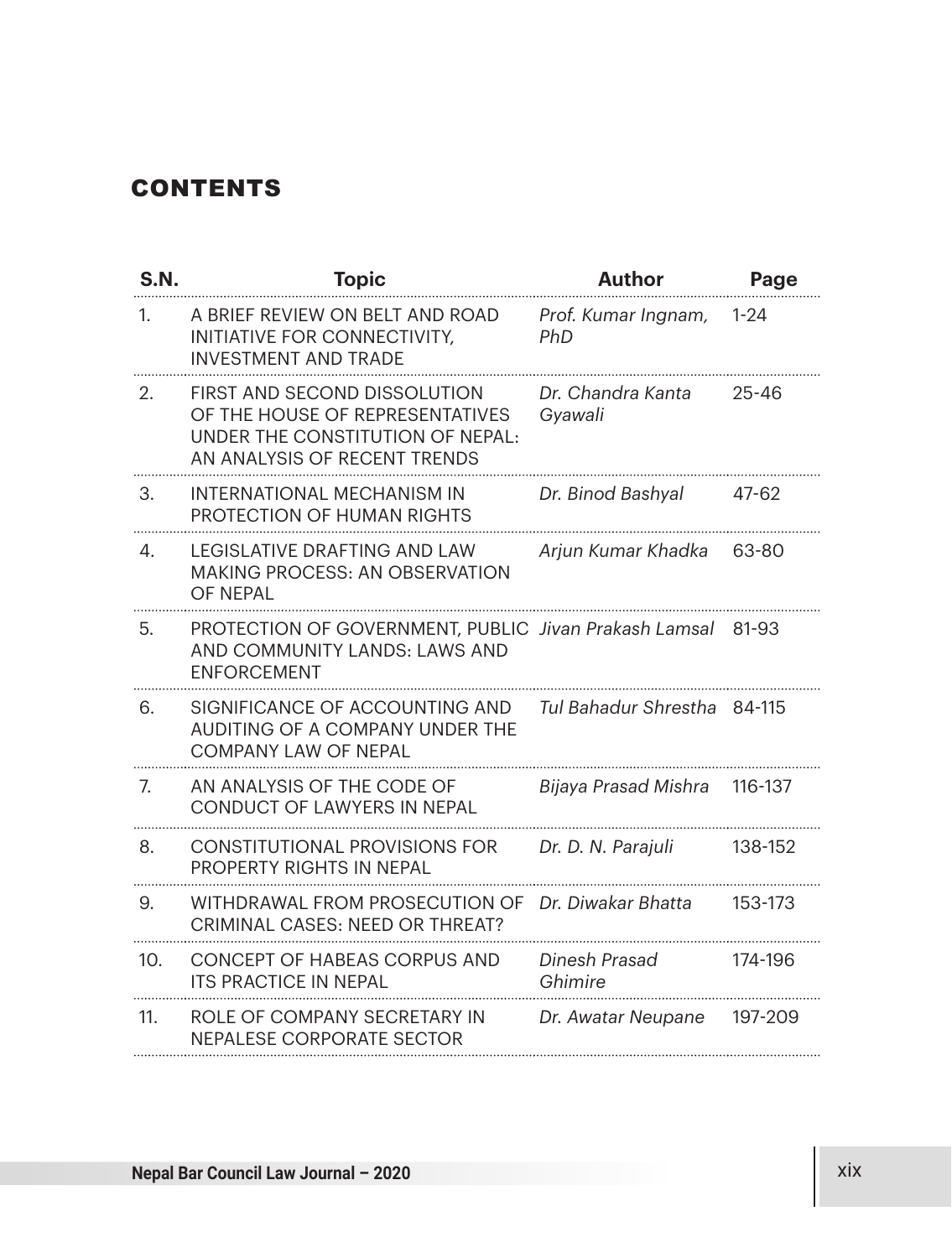## CONTENTS

| S.N. | Topic | Author | Page |
|---|---|---|---|
| 1. | A BRIEF REVIEW ON BELT AND ROAD INITIATIVE FOR CONNECTIVITY, INVESTMENT AND TRADE | *Prof. Kumar Ingnam, PhD* | 1-24 |
| 2. | FIRST AND SECOND DISSOLUTION OF THE HOUSE OF REPRESENTATIVES UNDER THE CONSTITUTION OF NEPAL: AN ANALYSIS OF RECENT TRENDS | *Dr. Chandra Kanta Gyawali* | 25-46 |
| 3. | INTERNATIONAL MECHANISM IN PROTECTION OF HUMAN RIGHTS | *Dr. Binod Bashyal* | 47-62 |
| 4. | LEGISLATIVE DRAFTING AND LAW MAKING PROCESS: AN OBSERVATION OF NEPAL | *Arjun Kumar Khadka* | 63-80 |
| 5. | PROTECTION OF GOVERNMENT, PUBLIC AND COMMUNITY LANDS: LAWS AND ENFORCEMENT | *Jivan Prakash Lamsal* | 81-93 |
| 6. | SIGNIFICANCE OF ACCOUNTING AND AUDITING OF A COMPANY UNDER THE COMPANY LAW OF NEPAL | *Tul Bahadur Shrestha* | 84-115 |
| 7. | AN ANALYSIS OF THE CODE OF CONDUCT OF LAWYERS IN NEPAL | *Bijaya Prasad Mishra* | 116-137 |
| 8. | CONSTITUTIONAL PROVISIONS FOR PROPERTY RIGHTS IN NEPAL | *Dr. D. N. Parajuli* | 138-152 |
| 9. | WITHDRAWAL FROM PROSECUTION OF CRIMINAL CASES: NEED OR THREAT? | *Dr. Diwakar Bhatta* | 153-173 |
| 10. | CONCEPT OF HABEAS CORPUS AND ITS PRACTICE IN NEPAL | *Dinesh Prasad Ghimire* | 174-196 |
| 11. | ROLE OF COMPANY SECRETARY IN NEPALESE CORPORATE SECTOR | *Dr. Awatar Neupane* | 197-209 |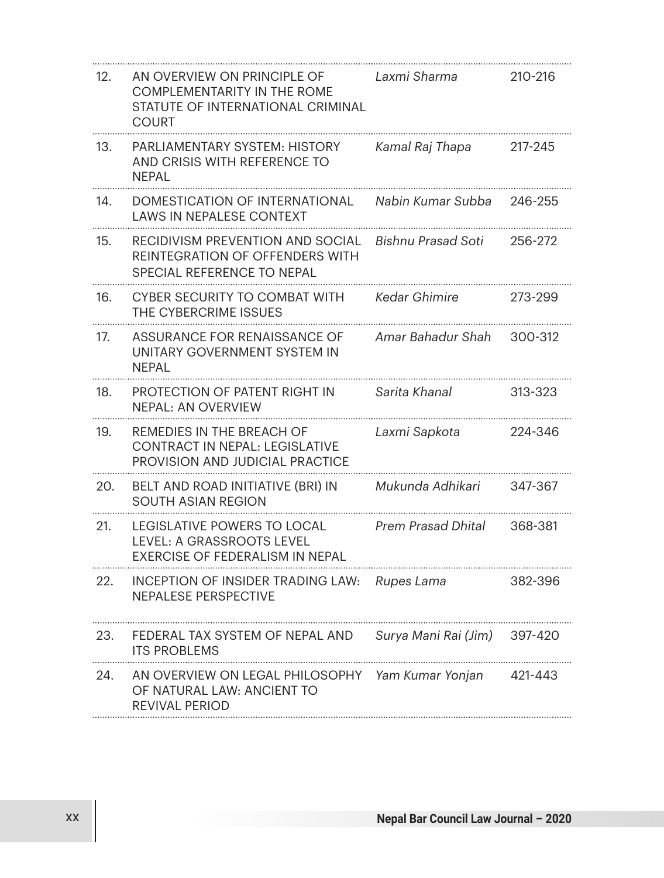| | | | |
|---|---|---|---|
| 12. | AN OVERVIEW ON PRINCIPLE OF COMPLEMENTARITY IN THE ROME STATUTE OF INTERNATIONAL CRIMINAL COURT | *Laxmi Sharma* | 210-216 |
| 13. | PARLIAMENTARY SYSTEM: HISTORY AND CRISIS WITH REFERENCE TO NEPAL | *Kamal Raj Thapa* | 217-245 |
| 14. | DOMESTICATION OF INTERNATIONAL LAWS IN NEPALESE CONTEXT | *Nabin Kumar Subba* | 246-255 |
| 15. | RECIDIVISM PREVENTION AND SOCIAL REINTEGRATION OF OFFENDERS WITH SPECIAL REFERENCE TO NEPAL | *Bishnu Prasad Soti* | 256-272 |
| 16. | CYBER SECURITY TO COMBAT WITH THE CYBERCRIME ISSUES | *Kedar Ghimire* | 273-299 |
| 17. | ASSURANCE FOR RENAISSANCE OF UNITARY GOVERNMENT SYSTEM IN NEPAL | *Amar Bahadur Shah* | 300-312 |
| 18. | PROTECTION OF PATENT RIGHT IN NEPAL: AN OVERVIEW | *Sarita Khanal* | 313-323 |
| 19. | REMEDIES IN THE BREACH OF CONTRACT IN NEPAL: LEGISLATIVE PROVISION AND JUDICIAL PRACTICE | *Laxmi Sapkota* | 224-346 |
| 20. | BELT AND ROAD INITIATIVE (BRI) IN SOUTH ASIAN REGION | *Mukunda Adhikari* | 347-367 |
| 21. | LEGISLATIVE POWERS TO LOCAL LEVEL: A GRASSROOTS LEVEL EXERCISE OF FEDERALISM IN NEPAL | *Prem Prasad Dhital* | 368-381 |
| 22. | INCEPTION OF INSIDER TRADING LAW: NEPALESE PERSPECTIVE | *Rupes Lama* | 382-396 |
| 23. | FEDERAL TAX SYSTEM OF NEPAL AND ITS PROBLEMS | *Surya Mani Rai (Jim)* | 397-420 |
| 24. | AN OVERVIEW ON LEGAL PHILOSOPHY OF NATURAL LAW: ANCIENT TO REVIVAL PERIOD | *Yam Kumar Yonjan* | 421-443 |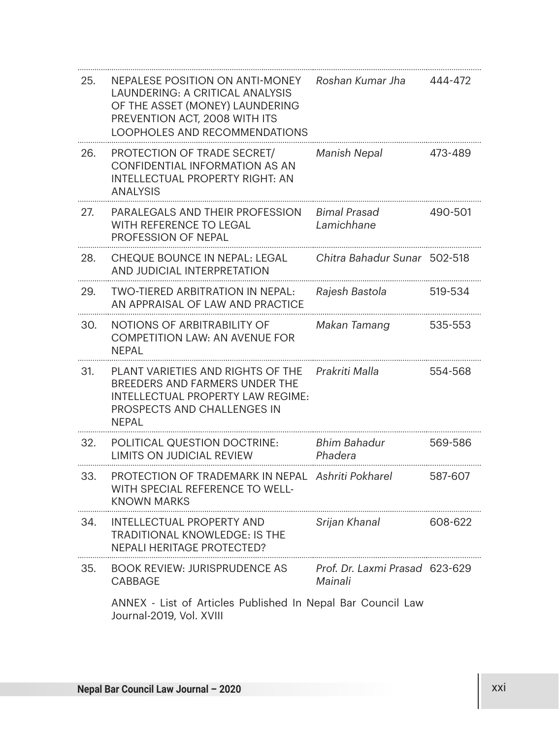| | | | |
|---|---|---|---|
| 25. | NEPALESE POSITION ON ANTI-MONEY LAUNDERING: A CRITICAL ANALYSIS OF THE ASSET (MONEY) LAUNDERING PREVENTION ACT, 2008 WITH ITS LOOPHOLES AND RECOMMENDATIONS | *Roshan Kumar Jha* | 444-472 |
| 26. | PROTECTION OF TRADE SECRET/ CONFIDENTIAL INFORMATION AS AN INTELLECTUAL PROPERTY RIGHT: AN ANALYSIS | *Manish Nepal* | 473-489 |
| 27. | PARALEGALS AND THEIR PROFESSION WITH REFERENCE TO LEGAL PROFESSION OF NEPAL | *Bimal Prasad Lamichhane* | 490-501 |
| 28. | CHEQUE BOUNCE IN NEPAL: LEGAL AND JUDICIAL INTERPRETATION | *Chitra Bahadur Sunar* | 502-518 |
| 29. | TWO-TIERED ARBITRATION IN NEPAL: AN APPRAISAL OF LAW AND PRACTICE | *Rajesh Bastola* | 519-534 |
| 30. | NOTIONS OF ARBITRABILITY OF COMPETITION LAW: AN AVENUE FOR NEPAL | *Makan Tamang* | 535-553 |
| 31. | PLANT VARIETIES AND RIGHTS OF THE BREEDERS AND FARMERS UNDER THE INTELLECTUAL PROPERTY LAW REGIME: PROSPECTS AND CHALLENGES IN NEPAL | *Prakriti Malla* | 554-568 |
| 32. | POLITICAL QUESTION DOCTRINE: LIMITS ON JUDICIAL REVIEW | *Bhim Bahadur Phadera* | 569-586 |
| 33. | PROTECTION OF TRADEMARK IN NEPAL WITH SPECIAL REFERENCE TO WELL-KNOWN MARKS | *Ashriti Pokharel* | 587-607 |
| 34. | INTELLECTUAL PROPERTY AND TRADITIONAL KNOWLEDGE: IS THE NEPALI HERITAGE PROTECTED? | *Srijan Khanal* | 608-622 |
| 35. | BOOK REVIEW: JURISPRUDENCE AS CABBAGE | *Prof. Dr. Laxmi Prasad Mainali* | 623-629 |

ANNEX - List of Articles Published In Nepal Bar Council Law Journal-2019, Vol. XVIII